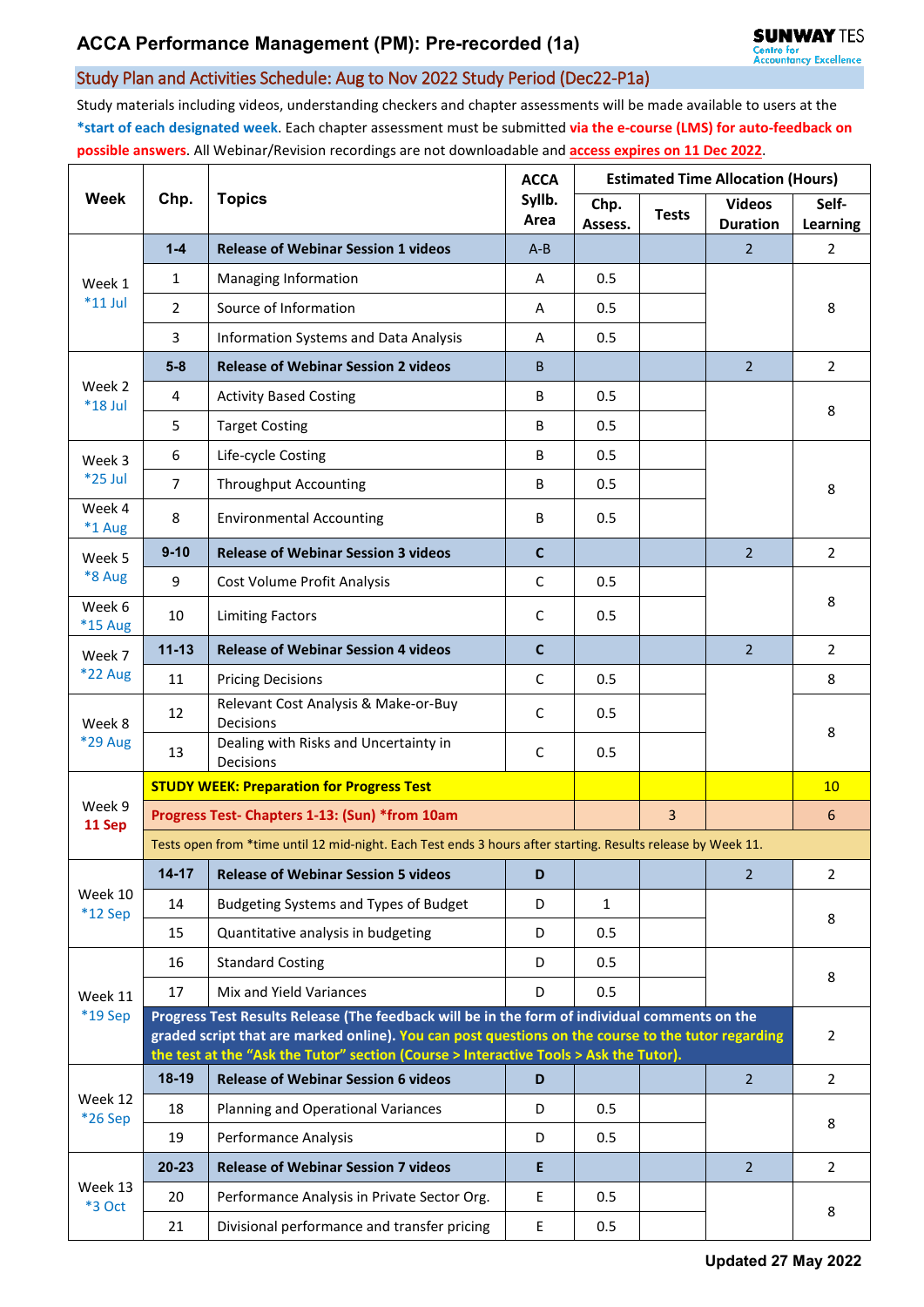# ACCA Performance Management (PM): Pre-recorded (1a)

## Study Plan and Activities Schedule: Aug to Nov 2022 Study Period (Dec22-P1a)

Study materials including videos, understanding checkers and chapter assessments will be made available to users at the **\*start of each designated week**. Each chapter assessment must be submitted **via the e-course (LMS) for auto-feedback on possible answers**. All Webinar/Revision recordings are not downloadable and **access expires on 11 Dec 2022**.

| Week | Chp. | Topics | ACCA Syllb. Area | Estimated Time Allocation (Hours) | | | |
|---|---|---|---|---|---|---|---|
| | | | | Chp. Assess. | Tests | Videos Duration | Self-Learning |
| Week 1 *11 Jul | **1-4** | **Release of Webinar Session 1 videos** | A-B | | | 2 | 2 |
| | 1 | Managing Information | A | 0.5 | | | 8 |
| | 2 | Source of Information | A | 0.5 | | | |
| | 3 | Information Systems and Data Analysis | A | 0.5 | | | |
| Week 2 *18 Jul | **5-8** | **Release of Webinar Session 2 videos** | B | | | 2 | 2 |
| | 4 | Activity Based Costing | B | 0.5 | | | 8 |
| | 5 | Target Costing | B | 0.5 | | | |
| Week 3 *25 Jul | 6 | Life-cycle Costing | B | 0.5 | | | 8 |
| | 7 | Throughput Accounting | B | 0.5 | | | |
| Week 4 *1 Aug | 8 | Environmental Accounting | B | 0.5 | | | |
| Week 5 *8 Aug | **9-10** | **Release of Webinar Session 3 videos** | **C** | | | 2 | 2 |
| | 9 | Cost Volume Profit Analysis | C | 0.5 | | | 8 |
| Week 6 *15 Aug | 10 | Limiting Factors | C | 0.5 | | | |
| Week 7 *22 Aug | **11-13** | **Release of Webinar Session 4 videos** | **C** | | | 2 | 2 |
| | 11 | Pricing Decisions | C | 0.5 | | | 8 |
| Week 8 *29 Aug | 12 | Relevant Cost Analysis & Make-or-Buy Decisions | C | 0.5 | | | 8 |
| | 13 | Dealing with Risks and Uncertainty in Decisions | C | 0.5 | | | |
| Week 9 **11 Sep** | | **STUDY WEEK: Preparation for Progress Test** | | | | | 10 |
| | | **Progress Test- Chapters 1-13: (Sun) *from 10am** | | | 3 | | 6 |
| | | Tests open from *time until 12 mid-night. Each Test ends 3 hours after starting. Results release by Week 11. | | | | | |
| Week 10 *12 Sep | **14-17** | **Release of Webinar Session 5 videos** | **D** | | | 2 | 2 |
| | 14 | Budgeting Systems and Types of Budget | D | 1 | | | 8 |
| | 15 | Quantitative analysis in budgeting | D | 0.5 | | | |
| Week 11 *19 Sep | 16 | Standard Costing | D | 0.5 | | | 8 |
| | 17 | Mix and Yield Variances | D | 0.5 | | | |
| | | **Progress Test Results Release (The feedback will be in the form of individual comments on the graded script that are marked online). You can post questions on the course to the tutor regarding the test at the "Ask the Tutor" section (Course > Interactive Tools > Ask the Tutor).** | | | | | 2 |
| Week 12 *26 Sep | **18-19** | **Release of Webinar Session 6 videos** | **D** | | | 2 | 2 |
| | 18 | Planning and Operational Variances | D | 0.5 | | | 8 |
| | 19 | Performance Analysis | D | 0.5 | | | |
| Week 13 *3 Oct | **20-23** | **Release of Webinar Session 7 videos** | **E** | | | 2 | 2 |
| | 20 | Performance Analysis in Private Sector Org. | E | 0.5 | | | 8 |
| | 21 | Divisional performance and transfer pricing | E | 0.5 | | | |

**Updated 27 May 2022**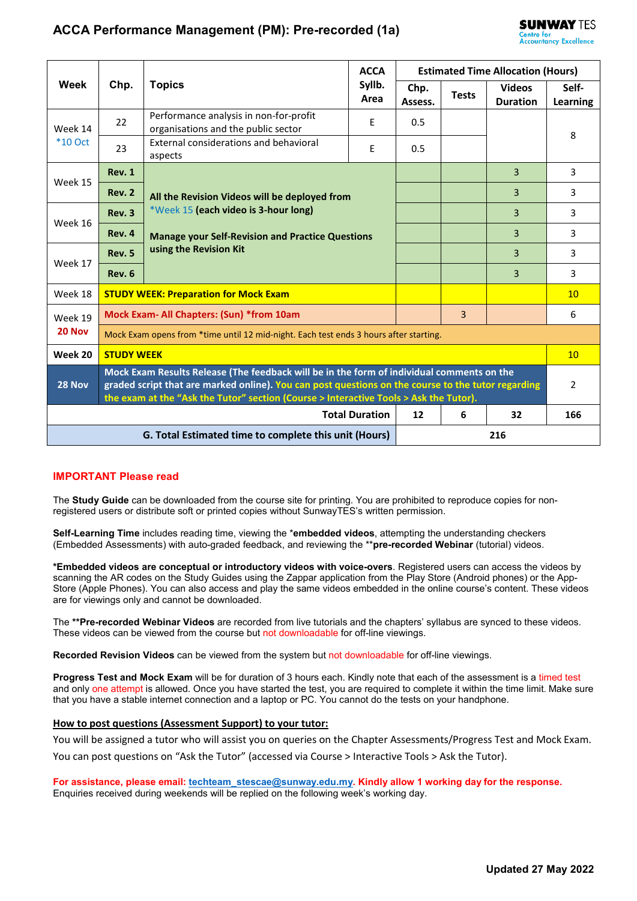# ACCA Performance Management (PM): Pre-recorded (1a)

| Week | Chp. | Topics | ACCA Syllb. Area | Estimated Time Allocation (Hours) | | | |
|---|---|---|---|---|---|---|---|
| | | | | Chp. Assess. | Tests | Videos Duration | Self-Learning |
| Week 14 *10 Oct | 22 | Performance analysis in non-for-profit organisations and the public sector | E | 0.5 | | | 8 |
| | 23 | External considerations and behavioral aspects | E | 0.5 | | | |
| Week 15 | **Rev. 1** | **All the Revision Videos will be deployed from *Week 15 (each video is 3-hour long)** **Manage your Self-Revision and Practice Questions using the Revision Kit** | | | | 3 | 3 |
| | **Rev. 2** | | | | | 3 | 3 |
| Week 16 | **Rev. 3** | | | | | 3 | 3 |
| | **Rev. 4** | | | | | 3 | 3 |
| Week 17 | **Rev. 5** | | | | | 3 | 3 |
| | **Rev. 6** | | | | | 3 | 3 |
| Week 18 | **STUDY WEEK: Preparation for Mock Exam** | | | | | | 10 |
| Week 19 **20 Nov** | Mock Exam- All Chapters: (Sun) *from 10am | | | | 3 | | 6 |
| | Mock Exam opens from *time until 12 mid-night. Each test ends 3 hours after starting. | | | | | | |
| **Week 20** | **STUDY WEEK** | | | | | | 10 |
| **28 Nov** | **Mock Exam Results Release (The feedback will be in the form of individual comments on the graded script that are marked online). You can post questions on the course to the tutor regarding the exam at the "Ask the Tutor" section (Course > Interactive Tools > Ask the Tutor).** | | | | | | 2 |
| | | | **Total Duration** | **12** | **6** | **32** | **166** |
| | | | **G. Total Estimated time to complete this unit (Hours)** | **216** | | | |

**IMPORTANT Please read**

The **Study Guide** can be downloaded from the course site for printing. You are prohibited to reproduce copies for non-registered users or distribute soft or printed copies without SunwayTES's written permission.

**Self-Learning Time** includes reading time, viewing the ***embedded videos**, attempting the understanding checkers (Embedded Assessments) with auto-graded feedback, and reviewing the ****pre-recorded Webinar** (tutorial) videos.

***Embedded videos are conceptual or introductory videos with voice-overs**. Registered users can access the videos by scanning the AR codes on the Study Guides using the Zappar application from the Play Store (Android phones) or the App-Store (Apple Phones). You can also access and play the same videos embedded in the online course's content. These videos are for viewings only and cannot be downloaded.

The ****Pre-recorded Webinar Videos** are recorded from live tutorials and the chapters' syllabus are synced to these videos. These videos can be viewed from the course but not downloadable for off-line viewings.

**Recorded Revision Videos** can be viewed from the system but not downloadable for off-line viewings.

**Progress Test and Mock Exam** will be for duration of 3 hours each. Kindly note that each of the assessment is a timed test and only one attempt is allowed. Once you have started the test, you are required to complete it within the time limit. Make sure that you have a stable internet connection and a laptop or PC. You cannot do the tests on your handphone.

**How to post questions (Assessment Support) to your tutor:**

You will be assigned a tutor who will assist you on queries on the Chapter Assessments/Progress Test and Mock Exam. You can post questions on "Ask the Tutor" (accessed via Course > Interactive Tools > Ask the Tutor).

**For assistance, please email: techteam_stescae@sunway.edu.my. Kindly allow 1 working day for the response.** Enquiries received during weekends will be replied on the following week's working day.

**Updated 27 May 2022**